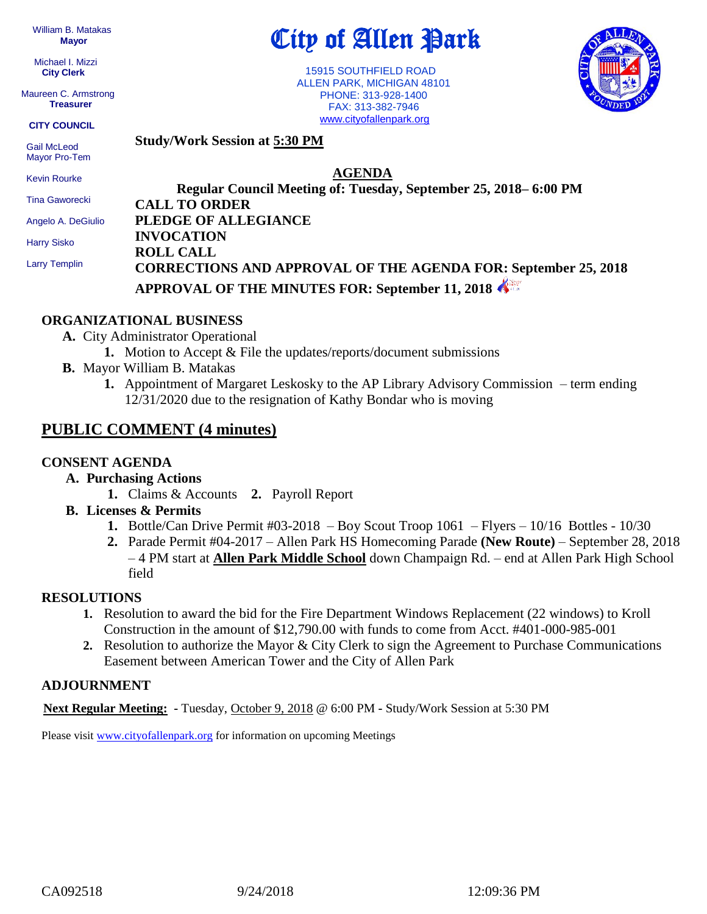William B. Matakas
**Mayor**

Michael I. Mizzi
**City Clerk**

Maureen C. Armstrong
**Treasurer**

**CITY COUNCIL**

Gail McLeod
Mayor Pro-Tem

Kevin Rourke

Tina Gaworecki

Angelo A. DeGiulio

Harry Sisko

Larry Templin

# City of Allen Park

15915 SOUTHFIELD ROAD
ALLEN PARK, MICHIGAN 48101
PHONE: 313-928-1400
FAX: 313-382-7946
www.cityofallenpark.org

**Study/Work Session at 5:30 PM**

## AGENDA

**Regular Council Meeting of: Tuesday, September 25, 2018– 6:00 PM**

**CALL TO ORDER**
**PLEDGE OF ALLEGIANCE**
**INVOCATION**
**ROLL CALL**
**CORRECTIONS AND APPROVAL OF THE AGENDA FOR: September 25, 2018**
**APPROVAL OF THE MINUTES FOR: September 11, 2018**

### ORGANIZATIONAL BUSINESS

- **A.** City Administrator Operational
  - **1.** Motion to Accept & File the updates/reports/document submissions
- **B.** Mayor William B. Matakas
  - **1.** Appointment of Margaret Leskosky to the AP Library Advisory Commission – term ending 12/31/2020 due to the resignation of Kathy Bondar who is moving

## PUBLIC COMMENT (4 minutes)

### CONSENT AGENDA

- **A. Purchasing Actions**
  - **1.** Claims & Accounts **2.** Payroll Report
- **B. Licenses & Permits**
  - **1.** Bottle/Can Drive Permit #03-2018 – Boy Scout Troop 1061 – Flyers – 10/16 Bottles - 10/30
  - **2.** Parade Permit #04-2017 – Allen Park HS Homecoming Parade **(New Route)** – September 28, 2018 – 4 PM start at **Allen Park Middle School** down Champaign Rd. – end at Allen Park High School field

### RESOLUTIONS

1. Resolution to award the bid for the Fire Department Windows Replacement (22 windows) to Kroll Construction in the amount of $12,790.00 with funds to come from Acct. #401-000-985-001
2. Resolution to authorize the Mayor & City Clerk to sign the Agreement to Purchase Communications Easement between American Tower and the City of Allen Park

### ADJOURNMENT

**Next Regular Meeting:** - Tuesday, October 9, 2018 @ 6:00 PM - Study/Work Session at 5:30 PM

Please visit www.cityofallenpark.org for information on upcoming Meetings

CA092518 9/24/2018 12:09:36 PM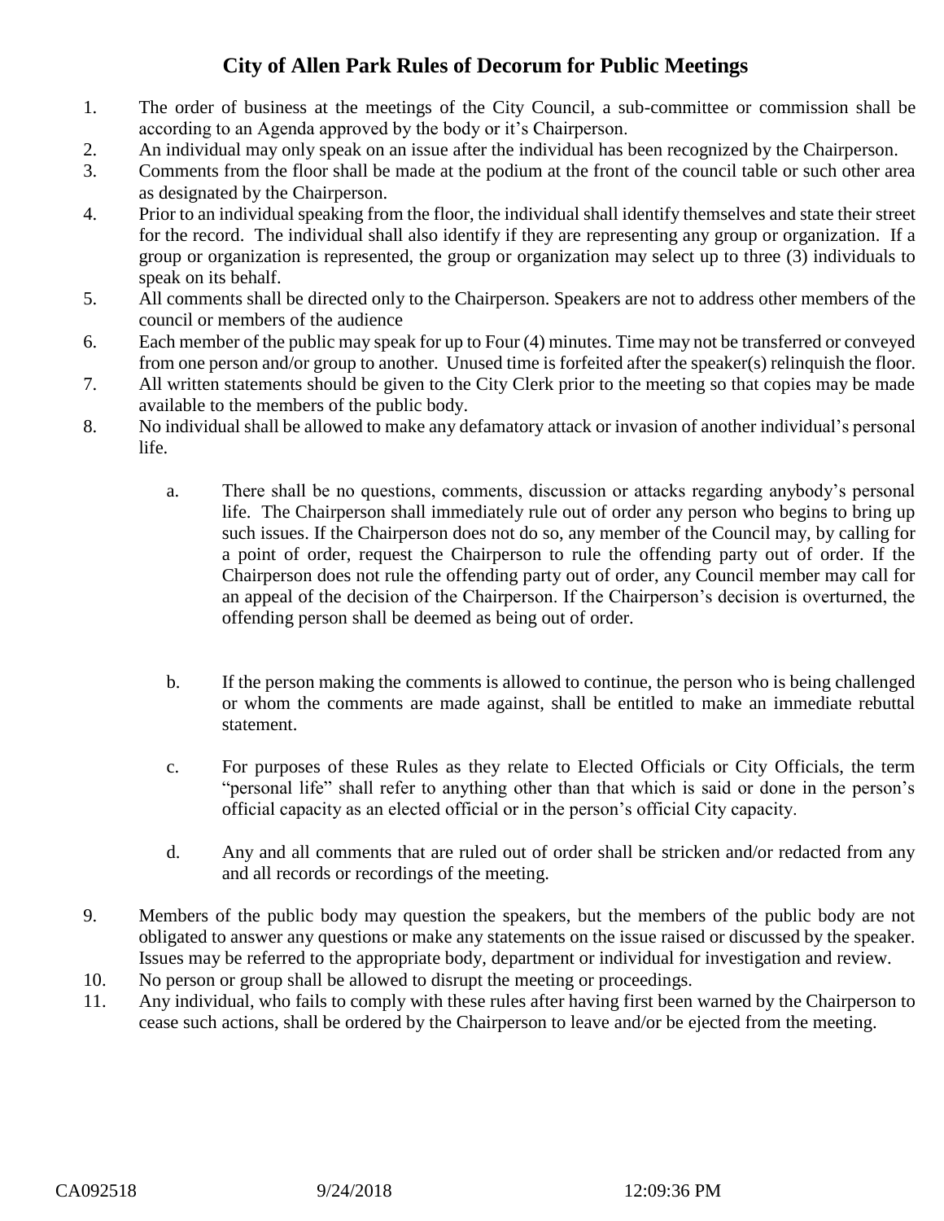# City of Allen Park Rules of Decorum for Public Meetings

1. The order of business at the meetings of the City Council, a sub-committee or commission shall be according to an Agenda approved by the body or it's Chairperson.
2. An individual may only speak on an issue after the individual has been recognized by the Chairperson.
3. Comments from the floor shall be made at the podium at the front of the council table or such other area as designated by the Chairperson.
4. Prior to an individual speaking from the floor, the individual shall identify themselves and state their street for the record. The individual shall also identify if they are representing any group or organization. If a group or organization is represented, the group or organization may select up to three (3) individuals to speak on its behalf.
5. All comments shall be directed only to the Chairperson. Speakers are not to address other members of the council or members of the audience
6. Each member of the public may speak for up to Four (4) minutes. Time may not be transferred or conveyed from one person and/or group to another. Unused time is forfeited after the speaker(s) relinquish the floor.
7. All written statements should be given to the City Clerk prior to the meeting so that copies may be made available to the members of the public body.
8. No individual shall be allowed to make any defamatory attack or invasion of another individual's personal life.

    a. There shall be no questions, comments, discussion or attacks regarding anybody's personal life. The Chairperson shall immediately rule out of order any person who begins to bring up such issues. If the Chairperson does not do so, any member of the Council may, by calling for a point of order, request the Chairperson to rule the offending party out of order. If the Chairperson does not rule the offending party out of order, any Council member may call for an appeal of the decision of the Chairperson. If the Chairperson's decision is overturned, the offending person shall be deemed as being out of order.

    b. If the person making the comments is allowed to continue, the person who is being challenged or whom the comments are made against, shall be entitled to make an immediate rebuttal statement.

    c. For purposes of these Rules as they relate to Elected Officials or City Officials, the term "personal life" shall refer to anything other than that which is said or done in the person's official capacity as an elected official or in the person's official City capacity.

    d. Any and all comments that are ruled out of order shall be stricken and/or redacted from any and all records or recordings of the meeting.

9. Members of the public body may question the speakers, but the members of the public body are not obligated to answer any questions or make any statements on the issue raised or discussed by the speaker. Issues may be referred to the appropriate body, department or individual for investigation and review.
10. No person or group shall be allowed to disrupt the meeting or proceedings.
11. Any individual, who fails to comply with these rules after having first been warned by the Chairperson to cease such actions, shall be ordered by the Chairperson to leave and/or be ejected from the meeting.

CA092518 9/24/2018 12:09:36 PM